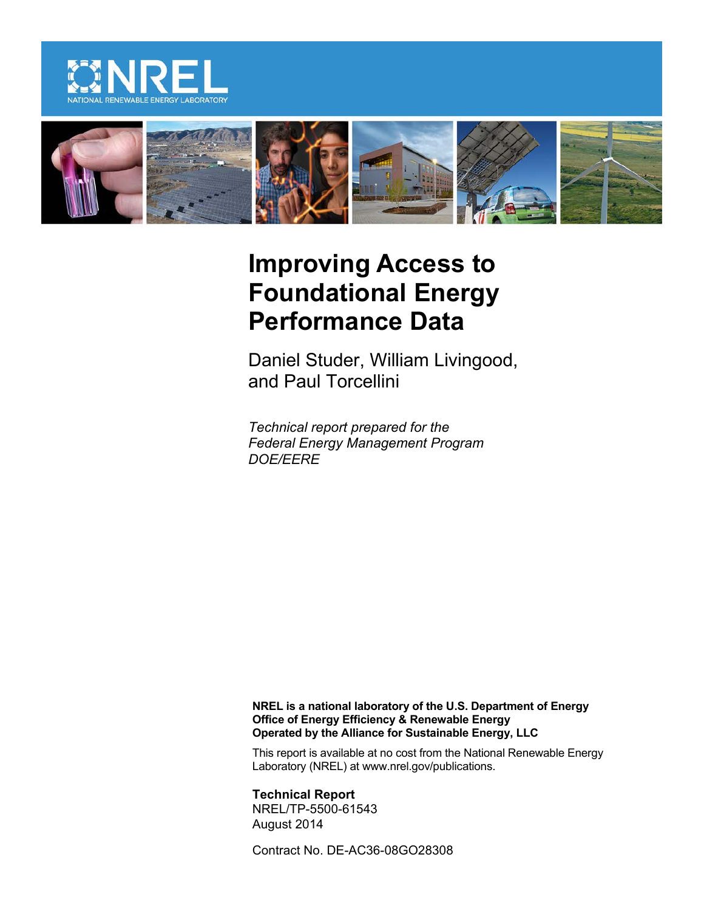NREL

NATIONAL RENEWABLE ENERGY LABORATORY

# Improving Access to Foundational Energy Performance Data

Daniel Studer, William Livingood, and Paul Torcellini

*Technical report prepared for the Federal Energy Management Program DOE/EERE*

**NREL is a national laboratory of the U.S. Department of Energy**
**Office of Energy Efficiency & Renewable Energy**
**Operated by the Alliance for Sustainable Energy, LLC**

This report is available at no cost from the National Renewable Energy Laboratory (NREL) at www.nrel.gov/publications.

**Technical Report**
NREL/TP-5500-61543
August 2014

Contract No. DE-AC36-08GO28308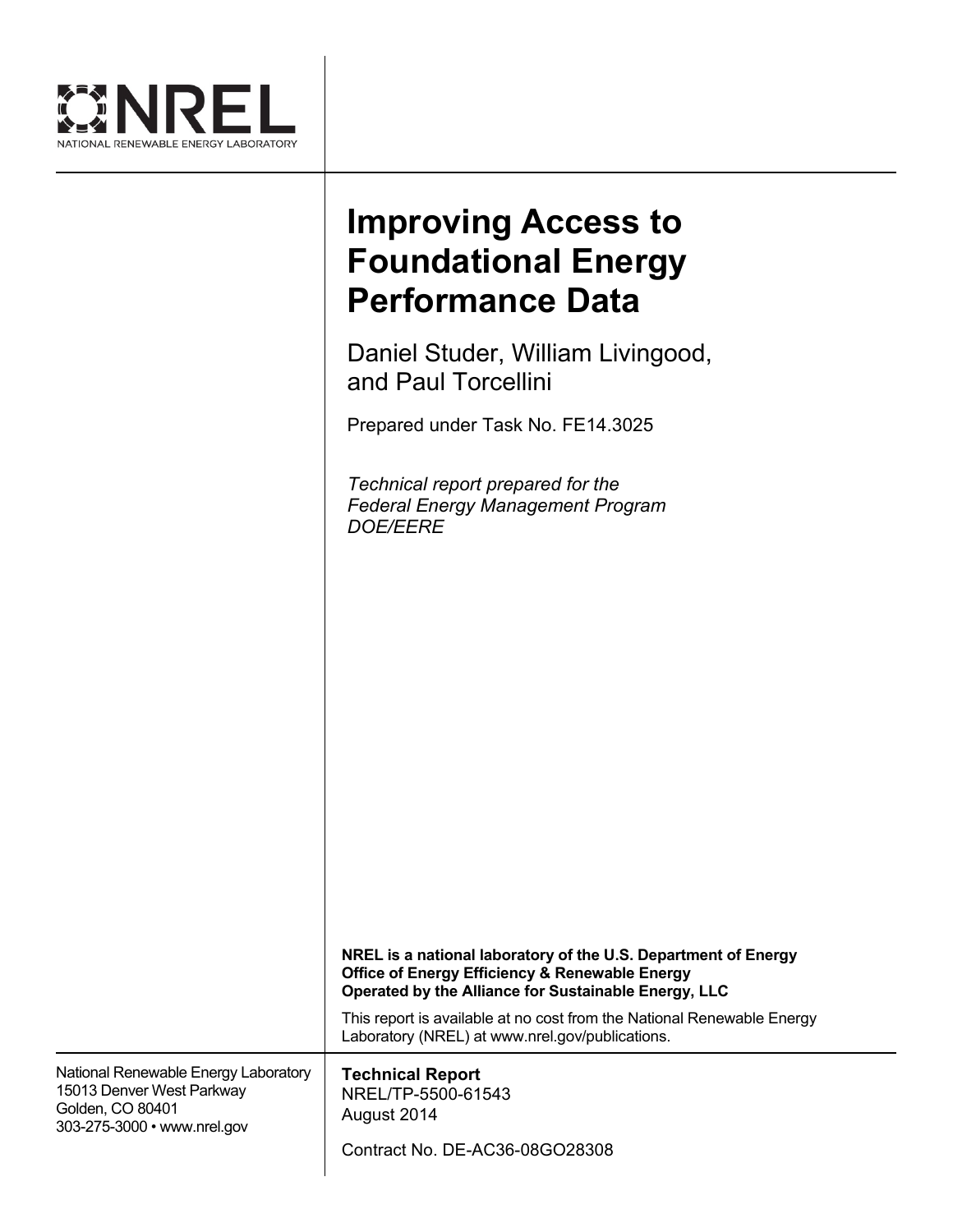NREL

NATIONAL RENEWABLE ENERGY LABORATORY

# Improving Access to Foundational Energy Performance Data

Daniel Studer, William Livingood, and Paul Torcellini

Prepared under Task No. FE14.3025

*Technical report prepared for the Federal Energy Management Program DOE/EERE*

**NREL is a national laboratory of the U.S. Department of Energy Office of Energy Efficiency & Renewable Energy Operated by the Alliance for Sustainable Energy, LLC**

This report is available at no cost from the National Renewable Energy Laboratory (NREL) at www.nrel.gov/publications.

National Renewable Energy Laboratory
15013 Denver West Parkway
Golden, CO 80401
303-275-3000 • www.nrel.gov

**Technical Report**
NREL/TP-5500-61543
August 2014

Contract No. DE-AC36-08GO28308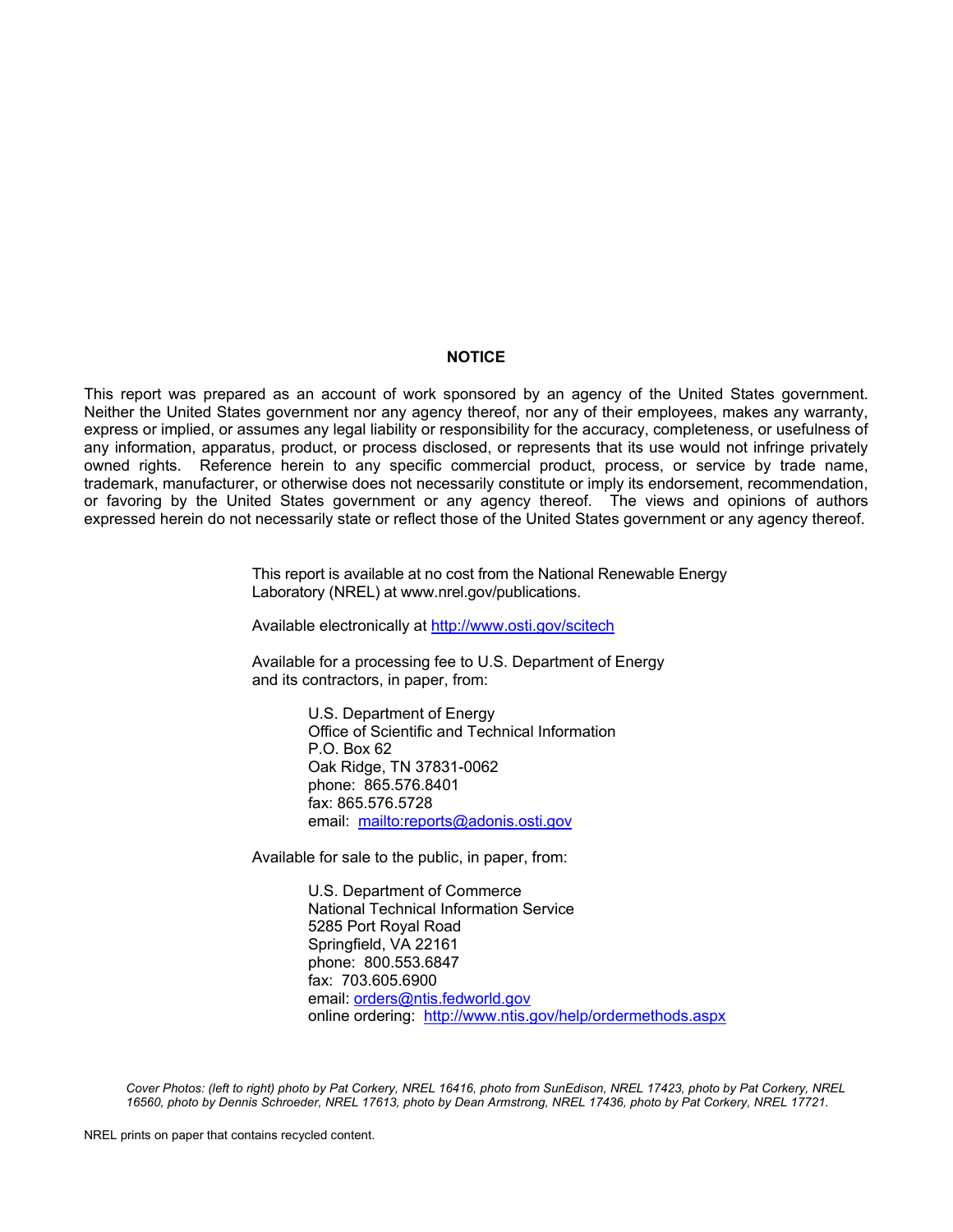**NOTICE**

This report was prepared as an account of work sponsored by an agency of the United States government. Neither the United States government nor any agency thereof, nor any of their employees, makes any warranty, express or implied, or assumes any legal liability or responsibility for the accuracy, completeness, or usefulness of any information, apparatus, product, or process disclosed, or represents that its use would not infringe privately owned rights. Reference herein to any specific commercial product, process, or service by trade name, trademark, manufacturer, or otherwise does not necessarily constitute or imply its endorsement, recommendation, or favoring by the United States government or any agency thereof. The views and opinions of authors expressed herein do not necessarily state or reflect those of the United States government or any agency thereof.

This report is available at no cost from the National Renewable Energy Laboratory (NREL) at www.nrel.gov/publications.

Available electronically at http://www.osti.gov/scitech

Available for a processing fee to U.S. Department of Energy and its contractors, in paper, from:

U.S. Department of Energy
Office of Scientific and Technical Information
P.O. Box 62
Oak Ridge, TN 37831-0062
phone: 865.576.8401
fax: 865.576.5728
email: mailto:reports@adonis.osti.gov

Available for sale to the public, in paper, from:

U.S. Department of Commerce
National Technical Information Service
5285 Port Royal Road
Springfield, VA 22161
phone: 800.553.6847
fax: 703.605.6900
email: orders@ntis.fedworld.gov
online ordering: http://www.ntis.gov/help/ordermethods.aspx

*Cover Photos: (left to right) photo by Pat Corkery, NREL 16416, photo from SunEdison, NREL 17423, photo by Pat Corkery, NREL 16560, photo by Dennis Schroeder, NREL 17613, photo by Dean Armstrong, NREL 17436, photo by Pat Corkery, NREL 17721.*

NREL prints on paper that contains recycled content.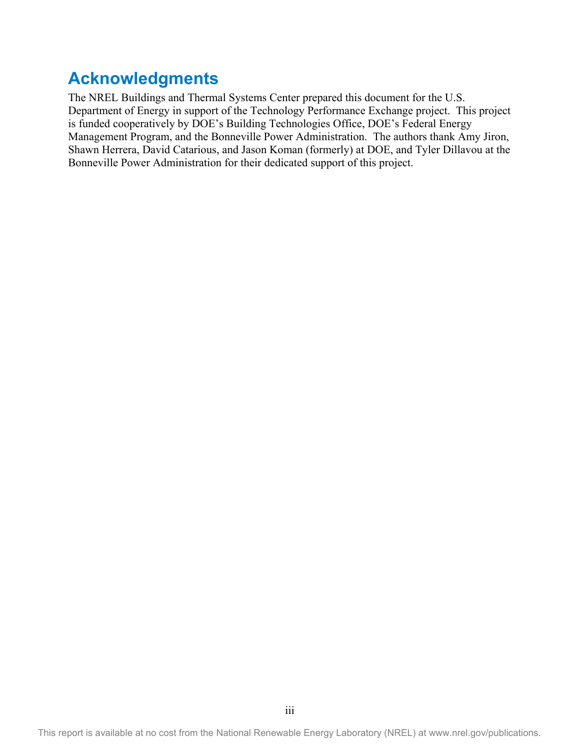# Acknowledgments

The NREL Buildings and Thermal Systems Center prepared this document for the U.S. Department of Energy in support of the Technology Performance Exchange project. This project is funded cooperatively by DOE's Building Technologies Office, DOE's Federal Energy Management Program, and the Bonneville Power Administration. The authors thank Amy Jiron, Shawn Herrera, David Catarious, and Jason Koman (formerly) at DOE, and Tyler Dillavou at the Bonneville Power Administration for their dedicated support of this project.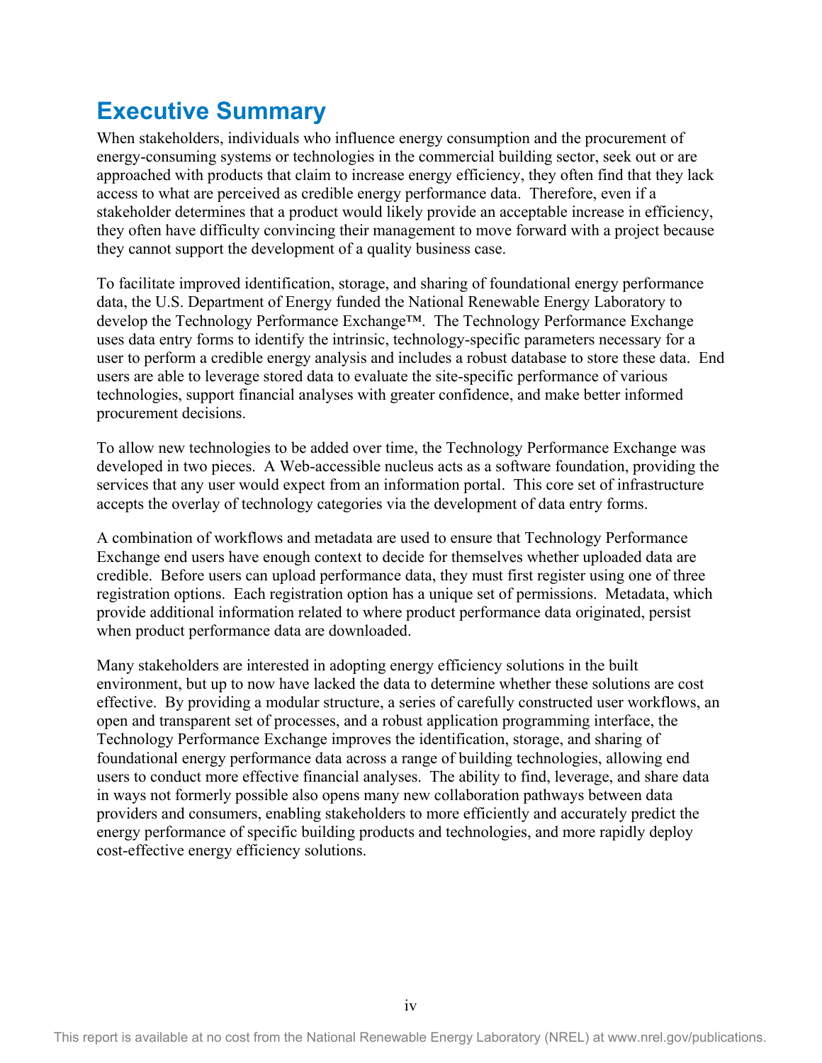# Executive Summary

When stakeholders, individuals who influence energy consumption and the procurement of energy-consuming systems or technologies in the commercial building sector, seek out or are approached with products that claim to increase energy efficiency, they often find that they lack access to what are perceived as credible energy performance data. Therefore, even if a stakeholder determines that a product would likely provide an acceptable increase in efficiency, they often have difficulty convincing their management to move forward with a project because they cannot support the development of a quality business case.

To facilitate improved identification, storage, and sharing of foundational energy performance data, the U.S. Department of Energy funded the National Renewable Energy Laboratory to develop the Technology Performance Exchange™. The Technology Performance Exchange uses data entry forms to identify the intrinsic, technology-specific parameters necessary for a user to perform a credible energy analysis and includes a robust database to store these data. End users are able to leverage stored data to evaluate the site-specific performance of various technologies, support financial analyses with greater confidence, and make better informed procurement decisions.

To allow new technologies to be added over time, the Technology Performance Exchange was developed in two pieces. A Web-accessible nucleus acts as a software foundation, providing the services that any user would expect from an information portal. This core set of infrastructure accepts the overlay of technology categories via the development of data entry forms.

A combination of workflows and metadata are used to ensure that Technology Performance Exchange end users have enough context to decide for themselves whether uploaded data are credible. Before users can upload performance data, they must first register using one of three registration options. Each registration option has a unique set of permissions. Metadata, which provide additional information related to where product performance data originated, persist when product performance data are downloaded.

Many stakeholders are interested in adopting energy efficiency solutions in the built environment, but up to now have lacked the data to determine whether these solutions are cost effective. By providing a modular structure, a series of carefully constructed user workflows, an open and transparent set of processes, and a robust application programming interface, the Technology Performance Exchange improves the identification, storage, and sharing of foundational energy performance data across a range of building technologies, allowing end users to conduct more effective financial analyses. The ability to find, leverage, and share data in ways not formerly possible also opens many new collaboration pathways between data providers and consumers, enabling stakeholders to more efficiently and accurately predict the energy performance of specific building products and technologies, and more rapidly deploy cost-effective energy efficiency solutions.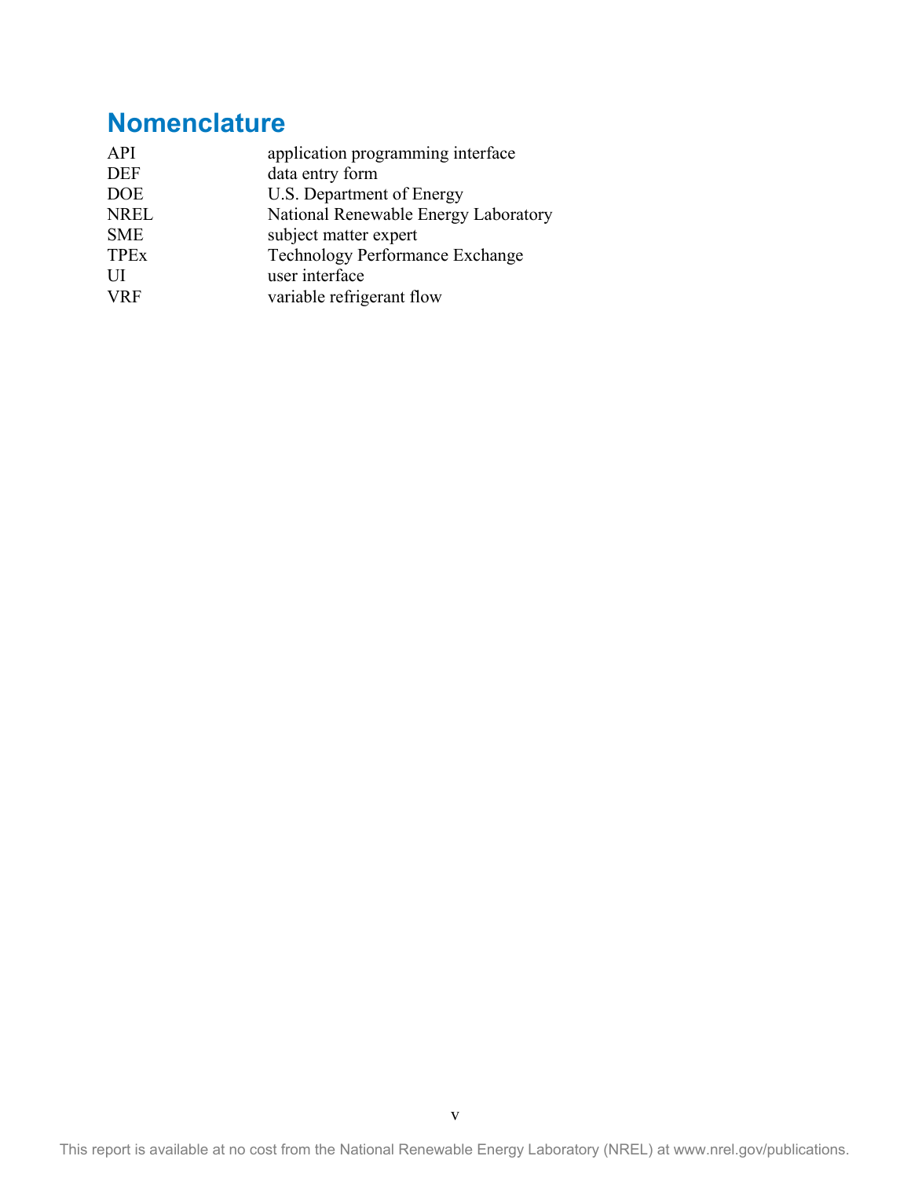# Nomenclature

| | |
|---|---|
| API | application programming interface |
| DEF | data entry form |
| DOE | U.S. Department of Energy |
| NREL | National Renewable Energy Laboratory |
| SME | subject matter expert |
| TPEx | Technology Performance Exchange |
| UI | user interface |
| VRF | variable refrigerant flow |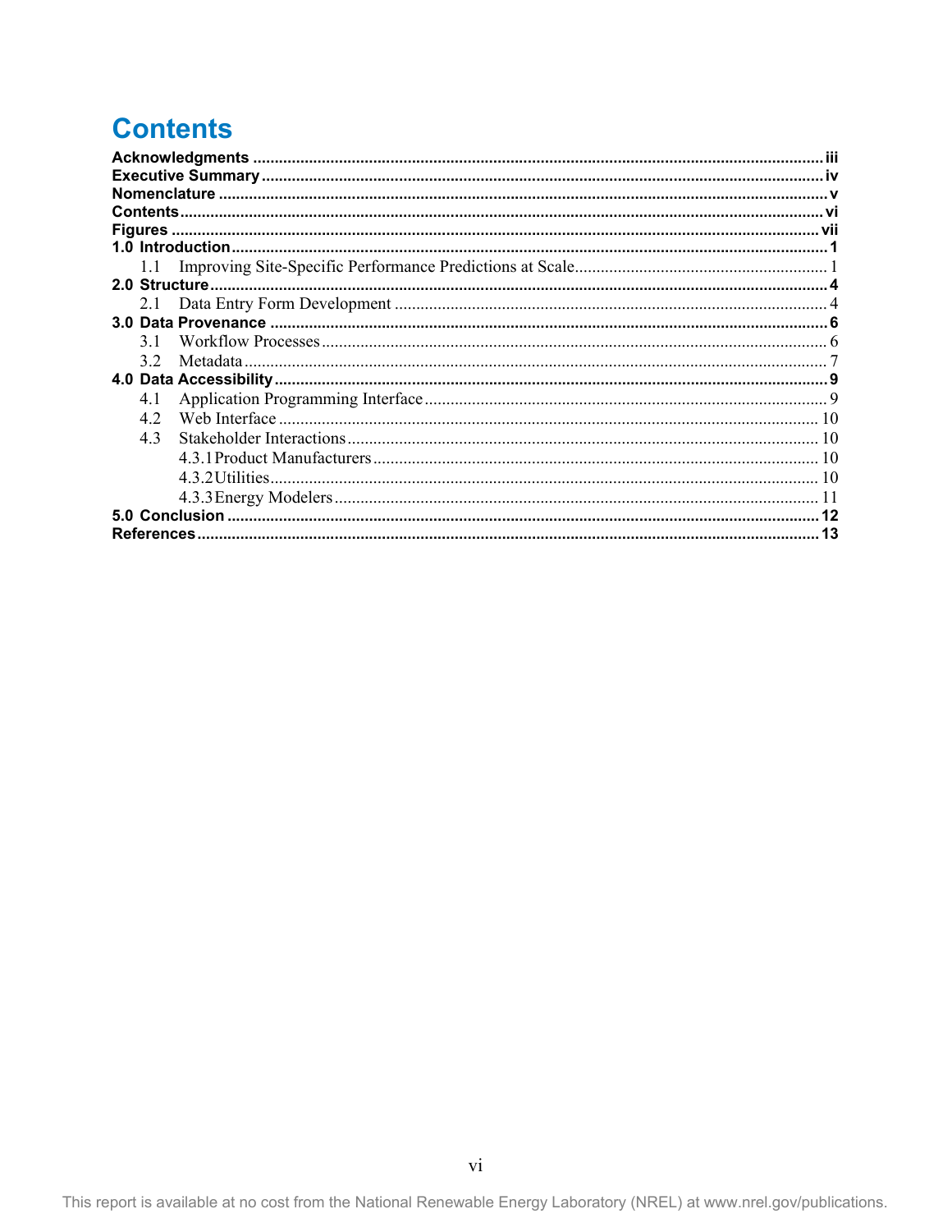# Contents

- **Acknowledgments** .......... iii
- **Executive Summary** .......... iv
- **Nomenclature** .......... v
- **Contents** .......... vi
- **Figures** .......... vii
- **1.0 Introduction** .......... 1
  - 1.1 Improving Site-Specific Performance Predictions at Scale .......... 1
- **2.0 Structure** .......... 4
  - 2.1 Data Entry Form Development .......... 4
- **3.0 Data Provenance** .......... 6
  - 3.1 Workflow Processes .......... 6
  - 3.2 Metadata .......... 7
- **4.0 Data Accessibility** .......... 9
  - 4.1 Application Programming Interface .......... 9
  - 4.2 Web Interface .......... 10
  - 4.3 Stakeholder Interactions .......... 10
    - 4.3.1 Product Manufacturers .......... 10
    - 4.3.2 Utilities .......... 10
    - 4.3.3 Energy Modelers .......... 11
- **5.0 Conclusion** .......... 12
- **References** .......... 13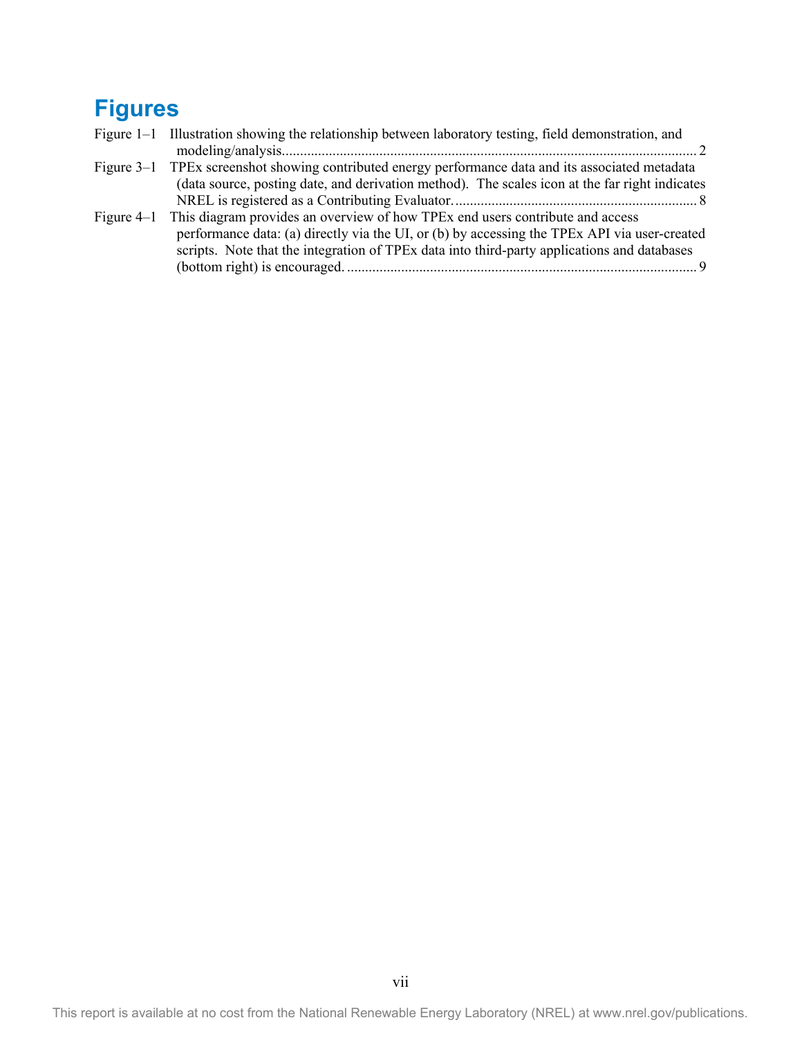# Figures

Figure 1–1 Illustration showing the relationship between laboratory testing, field demonstration, and modeling/analysis.................................................................................................................. 2

Figure 3–1 TPEx screenshot showing contributed energy performance data and its associated metadata (data source, posting date, and derivation method). The scales icon at the far right indicates NREL is registered as a Contributing Evaluator.................................................................... 8

Figure 4–1 This diagram provides an overview of how TPEx end users contribute and access performance data: (a) directly via the UI, or (b) by accessing the TPEx API via user-created scripts. Note that the integration of TPEx data into third-party applications and databases (bottom right) is encouraged................................................................................................ 9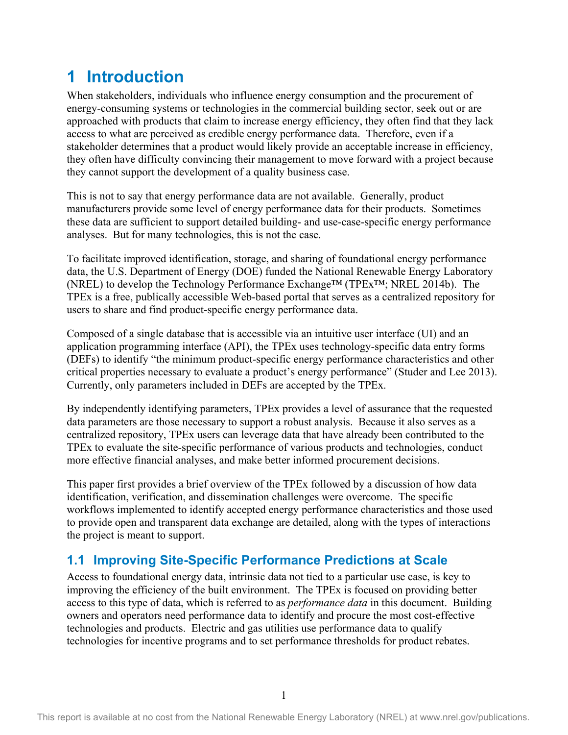# 1 Introduction

When stakeholders, individuals who influence energy consumption and the procurement of energy-consuming systems or technologies in the commercial building sector, seek out or are approached with products that claim to increase energy efficiency, they often find that they lack access to what are perceived as credible energy performance data. Therefore, even if a stakeholder determines that a product would likely provide an acceptable increase in efficiency, they often have difficulty convincing their management to move forward with a project because they cannot support the development of a quality business case.

This is not to say that energy performance data are not available. Generally, product manufacturers provide some level of energy performance data for their products. Sometimes these data are sufficient to support detailed building- and use-case-specific energy performance analyses. But for many technologies, this is not the case.

To facilitate improved identification, storage, and sharing of foundational energy performance data, the U.S. Department of Energy (DOE) funded the National Renewable Energy Laboratory (NREL) to develop the Technology Performance Exchange™ (TPEx™; NREL 2014b). The TPEx is a free, publically accessible Web-based portal that serves as a centralized repository for users to share and find product-specific energy performance data.

Composed of a single database that is accessible via an intuitive user interface (UI) and an application programming interface (API), the TPEx uses technology-specific data entry forms (DEFs) to identify "the minimum product-specific energy performance characteristics and other critical properties necessary to evaluate a product's energy performance" (Studer and Lee 2013). Currently, only parameters included in DEFs are accepted by the TPEx.

By independently identifying parameters, TPEx provides a level of assurance that the requested data parameters are those necessary to support a robust analysis. Because it also serves as a centralized repository, TPEx users can leverage data that have already been contributed to the TPEx to evaluate the site-specific performance of various products and technologies, conduct more effective financial analyses, and make better informed procurement decisions.

This paper first provides a brief overview of the TPEx followed by a discussion of how data identification, verification, and dissemination challenges were overcome. The specific workflows implemented to identify accepted energy performance characteristics and those used to provide open and transparent data exchange are detailed, along with the types of interactions the project is meant to support.

## 1.1 Improving Site-Specific Performance Predictions at Scale

Access to foundational energy data, intrinsic data not tied to a particular use case, is key to improving the efficiency of the built environment. The TPEx is focused on providing better access to this type of data, which is referred to as *performance data* in this document. Building owners and operators need performance data to identify and procure the most cost-effective technologies and products. Electric and gas utilities use performance data to qualify technologies for incentive programs and to set performance thresholds for product rebates.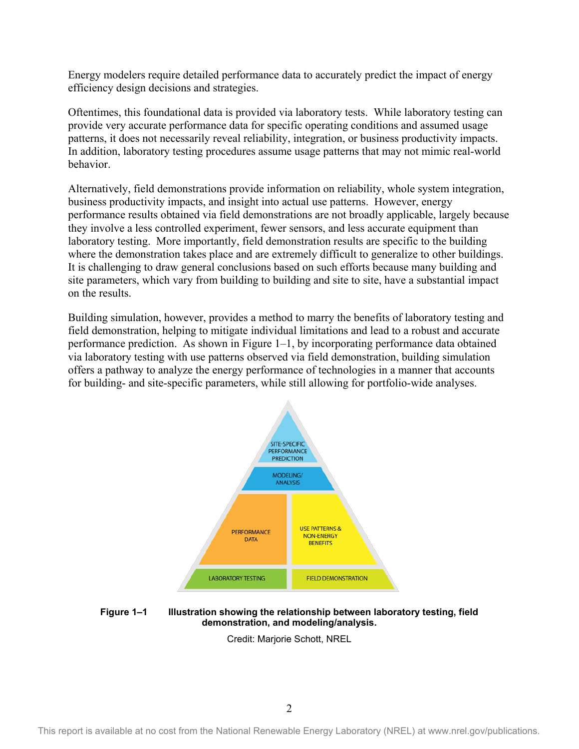Energy modelers require detailed performance data to accurately predict the impact of energy efficiency design decisions and strategies.

Oftentimes, this foundational data is provided via laboratory tests. While laboratory testing can provide very accurate performance data for specific operating conditions and assumed usage patterns, it does not necessarily reveal reliability, integration, or business productivity impacts. In addition, laboratory testing procedures assume usage patterns that may not mimic real-world behavior.

Alternatively, field demonstrations provide information on reliability, whole system integration, business productivity impacts, and insight into actual use patterns. However, energy performance results obtained via field demonstrations are not broadly applicable, largely because they involve a less controlled experiment, fewer sensors, and less accurate equipment than laboratory testing. More importantly, field demonstration results are specific to the building where the demonstration takes place and are extremely difficult to generalize to other buildings. It is challenging to draw general conclusions based on such efforts because many building and site parameters, which vary from building to building and site to site, have a substantial impact on the results.

Building simulation, however, provides a method to marry the benefits of laboratory testing and field demonstration, helping to mitigate individual limitations and lead to a robust and accurate performance prediction. As shown in Figure 1–1, by incorporating performance data obtained via laboratory testing with use patterns observed via field demonstration, building simulation offers a pathway to analyze the energy performance of technologies in a manner that accounts for building- and site-specific parameters, while still allowing for portfolio-wide analyses.

SITE-SPECIFIC PERFORMANCE PREDICTION

MODELING/ ANALYSIS

PERFORMANCE DATA

USE PATTERNS & NON-ENERGY BENEFITS

LABORATORY TESTING

FIELD DEMONSTRATION

**Figure 1–1 Illustration showing the relationship between laboratory testing, field demonstration, and modeling/analysis.**

Credit: Marjorie Schott, NREL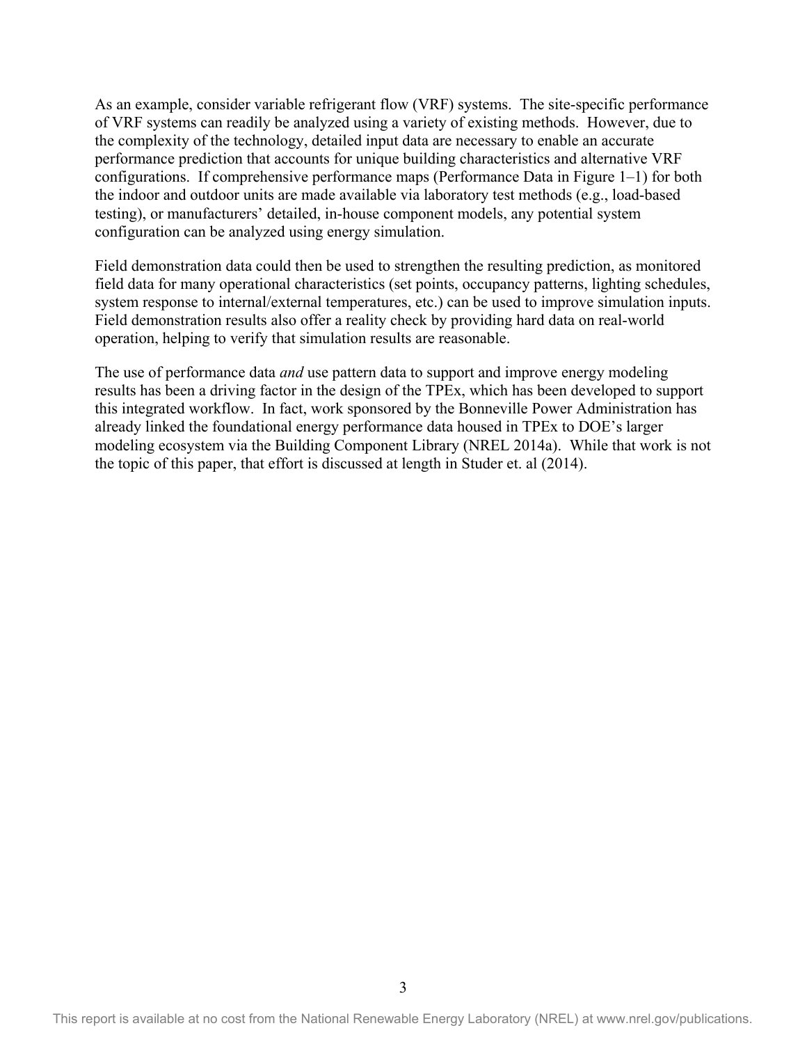As an example, consider variable refrigerant flow (VRF) systems. The site-specific performance of VRF systems can readily be analyzed using a variety of existing methods. However, due to the complexity of the technology, detailed input data are necessary to enable an accurate performance prediction that accounts for unique building characteristics and alternative VRF configurations. If comprehensive performance maps (Performance Data in Figure 1–1) for both the indoor and outdoor units are made available via laboratory test methods (e.g., load-based testing), or manufacturers' detailed, in-house component models, any potential system configuration can be analyzed using energy simulation.

Field demonstration data could then be used to strengthen the resulting prediction, as monitored field data for many operational characteristics (set points, occupancy patterns, lighting schedules, system response to internal/external temperatures, etc.) can be used to improve simulation inputs. Field demonstration results also offer a reality check by providing hard data on real-world operation, helping to verify that simulation results are reasonable.

The use of performance data *and* use pattern data to support and improve energy modeling results has been a driving factor in the design of the TPEx, which has been developed to support this integrated workflow. In fact, work sponsored by the Bonneville Power Administration has already linked the foundational energy performance data housed in TPEx to DOE's larger modeling ecosystem via the Building Component Library (NREL 2014a). While that work is not the topic of this paper, that effort is discussed at length in Studer et. al (2014).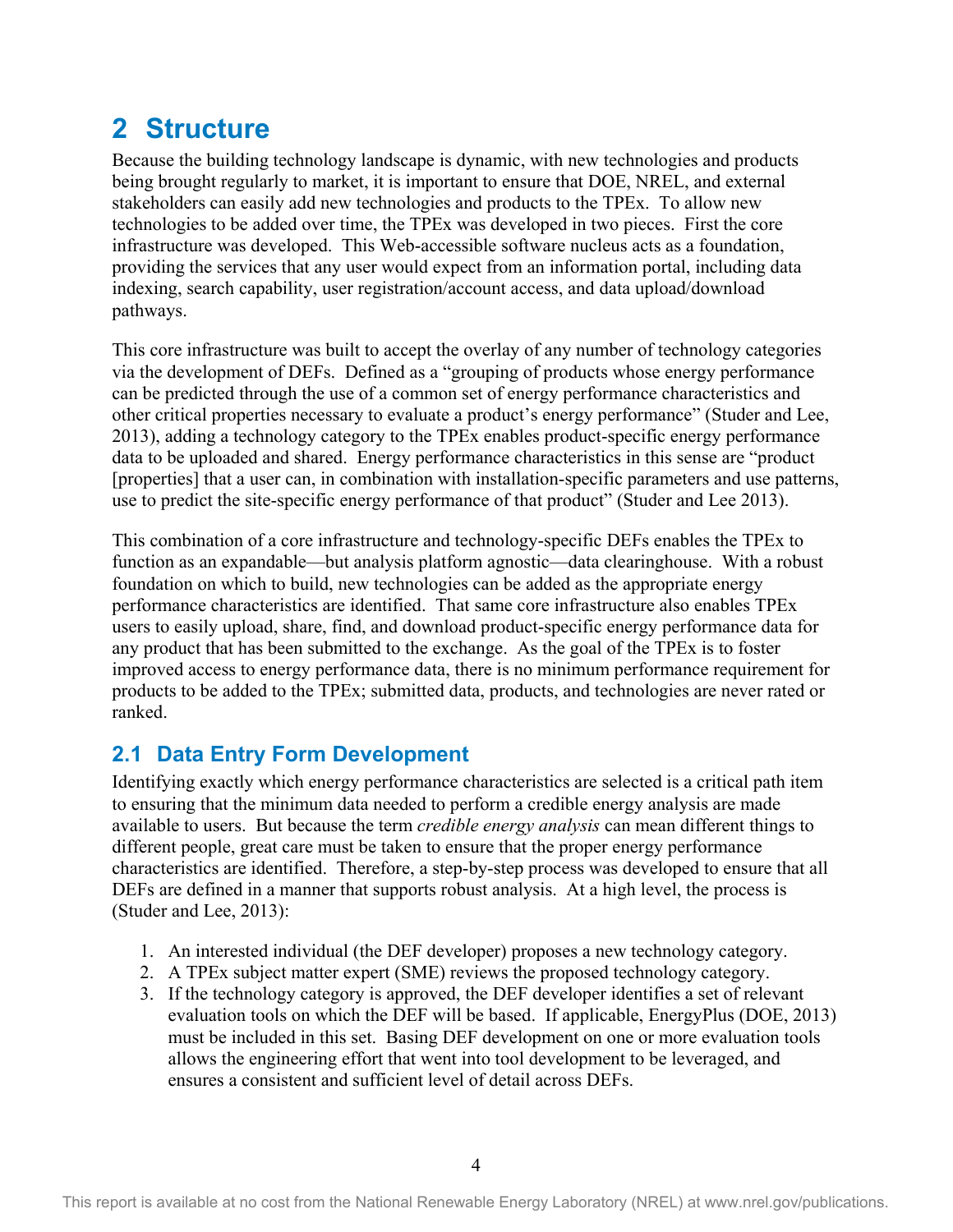# 2 Structure

Because the building technology landscape is dynamic, with new technologies and products being brought regularly to market, it is important to ensure that DOE, NREL, and external stakeholders can easily add new technologies and products to the TPEx. To allow new technologies to be added over time, the TPEx was developed in two pieces. First the core infrastructure was developed. This Web-accessible software nucleus acts as a foundation, providing the services that any user would expect from an information portal, including data indexing, search capability, user registration/account access, and data upload/download pathways.

This core infrastructure was built to accept the overlay of any number of technology categories via the development of DEFs. Defined as a "grouping of products whose energy performance can be predicted through the use of a common set of energy performance characteristics and other critical properties necessary to evaluate a product's energy performance" (Studer and Lee, 2013), adding a technology category to the TPEx enables product-specific energy performance data to be uploaded and shared. Energy performance characteristics in this sense are "product [properties] that a user can, in combination with installation-specific parameters and use patterns, use to predict the site-specific energy performance of that product" (Studer and Lee 2013).

This combination of a core infrastructure and technology-specific DEFs enables the TPEx to function as an expandable—but analysis platform agnostic—data clearinghouse. With a robust foundation on which to build, new technologies can be added as the appropriate energy performance characteristics are identified. That same core infrastructure also enables TPEx users to easily upload, share, find, and download product-specific energy performance data for any product that has been submitted to the exchange. As the goal of the TPEx is to foster improved access to energy performance data, there is no minimum performance requirement for products to be added to the TPEx; submitted data, products, and technologies are never rated or ranked.

## 2.1 Data Entry Form Development

Identifying exactly which energy performance characteristics are selected is a critical path item to ensuring that the minimum data needed to perform a credible energy analysis are made available to users. But because the term *credible energy analysis* can mean different things to different people, great care must be taken to ensure that the proper energy performance characteristics are identified. Therefore, a step-by-step process was developed to ensure that all DEFs are defined in a manner that supports robust analysis. At a high level, the process is (Studer and Lee, 2013):

1. An interested individual (the DEF developer) proposes a new technology category.
2. A TPEx subject matter expert (SME) reviews the proposed technology category.
3. If the technology category is approved, the DEF developer identifies a set of relevant evaluation tools on which the DEF will be based. If applicable, EnergyPlus (DOE, 2013) must be included in this set. Basing DEF development on one or more evaluation tools allows the engineering effort that went into tool development to be leveraged, and ensures a consistent and sufficient level of detail across DEFs.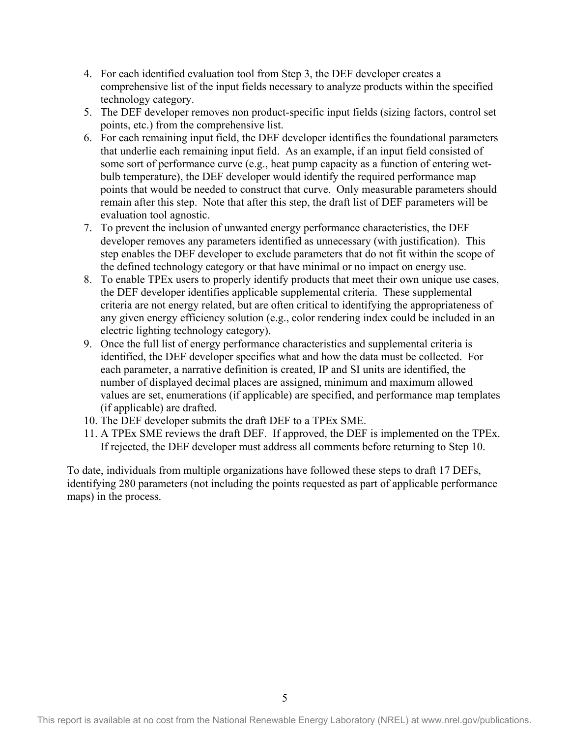4. For each identified evaluation tool from Step 3, the DEF developer creates a comprehensive list of the input fields necessary to analyze products within the specified technology category.
5. The DEF developer removes non product-specific input fields (sizing factors, control set points, etc.) from the comprehensive list.
6. For each remaining input field, the DEF developer identifies the foundational parameters that underlie each remaining input field. As an example, if an input field consisted of some sort of performance curve (e.g., heat pump capacity as a function of entering wet-bulb temperature), the DEF developer would identify the required performance map points that would be needed to construct that curve. Only measurable parameters should remain after this step. Note that after this step, the draft list of DEF parameters will be evaluation tool agnostic.
7. To prevent the inclusion of unwanted energy performance characteristics, the DEF developer removes any parameters identified as unnecessary (with justification). This step enables the DEF developer to exclude parameters that do not fit within the scope of the defined technology category or that have minimal or no impact on energy use.
8. To enable TPEx users to properly identify products that meet their own unique use cases, the DEF developer identifies applicable supplemental criteria. These supplemental criteria are not energy related, but are often critical to identifying the appropriateness of any given energy efficiency solution (e.g., color rendering index could be included in an electric lighting technology category).
9. Once the full list of energy performance characteristics and supplemental criteria is identified, the DEF developer specifies what and how the data must be collected. For each parameter, a narrative definition is created, IP and SI units are identified, the number of displayed decimal places are assigned, minimum and maximum allowed values are set, enumerations (if applicable) are specified, and performance map templates (if applicable) are drafted.
10. The DEF developer submits the draft DEF to a TPEx SME.
11. A TPEx SME reviews the draft DEF. If approved, the DEF is implemented on the TPEx. If rejected, the DEF developer must address all comments before returning to Step 10.

To date, individuals from multiple organizations have followed these steps to draft 17 DEFs, identifying 280 parameters (not including the points requested as part of applicable performance maps) in the process.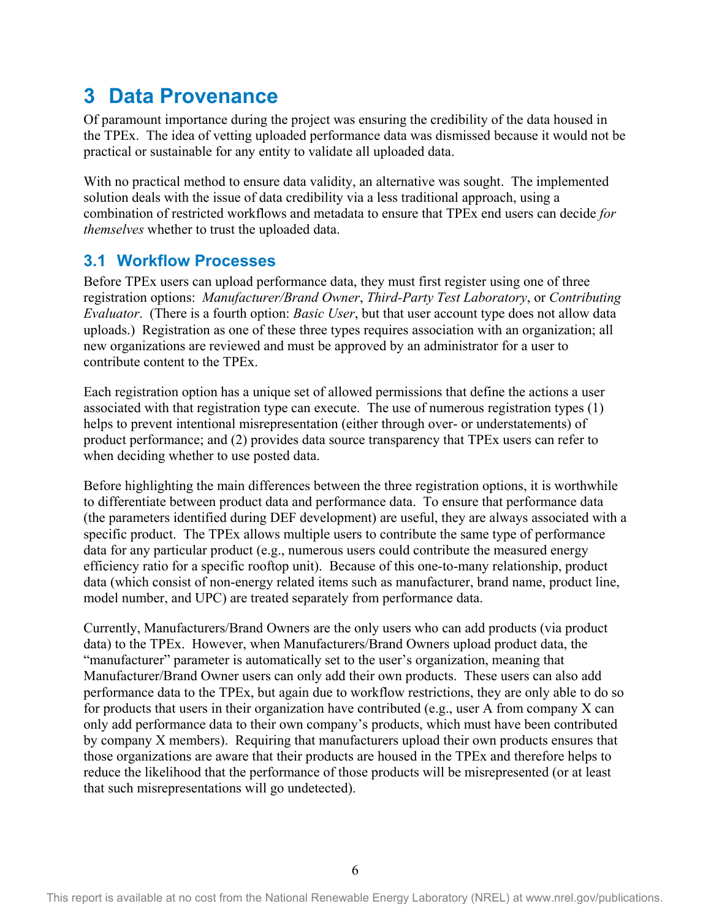# 3 Data Provenance

Of paramount importance during the project was ensuring the credibility of the data housed in the TPEx. The idea of vetting uploaded performance data was dismissed because it would not be practical or sustainable for any entity to validate all uploaded data.

With no practical method to ensure data validity, an alternative was sought. The implemented solution deals with the issue of data credibility via a less traditional approach, using a combination of restricted workflows and metadata to ensure that TPEx end users can decide *for themselves* whether to trust the uploaded data.

## 3.1 Workflow Processes

Before TPEx users can upload performance data, they must first register using one of three registration options: *Manufacturer/Brand Owner*, *Third-Party Test Laboratory*, or *Contributing Evaluator*. (There is a fourth option: *Basic User*, but that user account type does not allow data uploads.) Registration as one of these three types requires association with an organization; all new organizations are reviewed and must be approved by an administrator for a user to contribute content to the TPEx.

Each registration option has a unique set of allowed permissions that define the actions a user associated with that registration type can execute. The use of numerous registration types (1) helps to prevent intentional misrepresentation (either through over- or understatements) of product performance; and (2) provides data source transparency that TPEx users can refer to when deciding whether to use posted data.

Before highlighting the main differences between the three registration options, it is worthwhile to differentiate between product data and performance data. To ensure that performance data (the parameters identified during DEF development) are useful, they are always associated with a specific product. The TPEx allows multiple users to contribute the same type of performance data for any particular product (e.g., numerous users could contribute the measured energy efficiency ratio for a specific rooftop unit). Because of this one-to-many relationship, product data (which consist of non-energy related items such as manufacturer, brand name, product line, model number, and UPC) are treated separately from performance data.

Currently, Manufacturers/Brand Owners are the only users who can add products (via product data) to the TPEx. However, when Manufacturers/Brand Owners upload product data, the "manufacturer" parameter is automatically set to the user's organization, meaning that Manufacturer/Brand Owner users can only add their own products. These users can also add performance data to the TPEx, but again due to workflow restrictions, they are only able to do so for products that users in their organization have contributed (e.g., user A from company X can only add performance data to their own company's products, which must have been contributed by company X members). Requiring that manufacturers upload their own products ensures that those organizations are aware that their products are housed in the TPEx and therefore helps to reduce the likelihood that the performance of those products will be misrepresented (or at least that such misrepresentations will go undetected).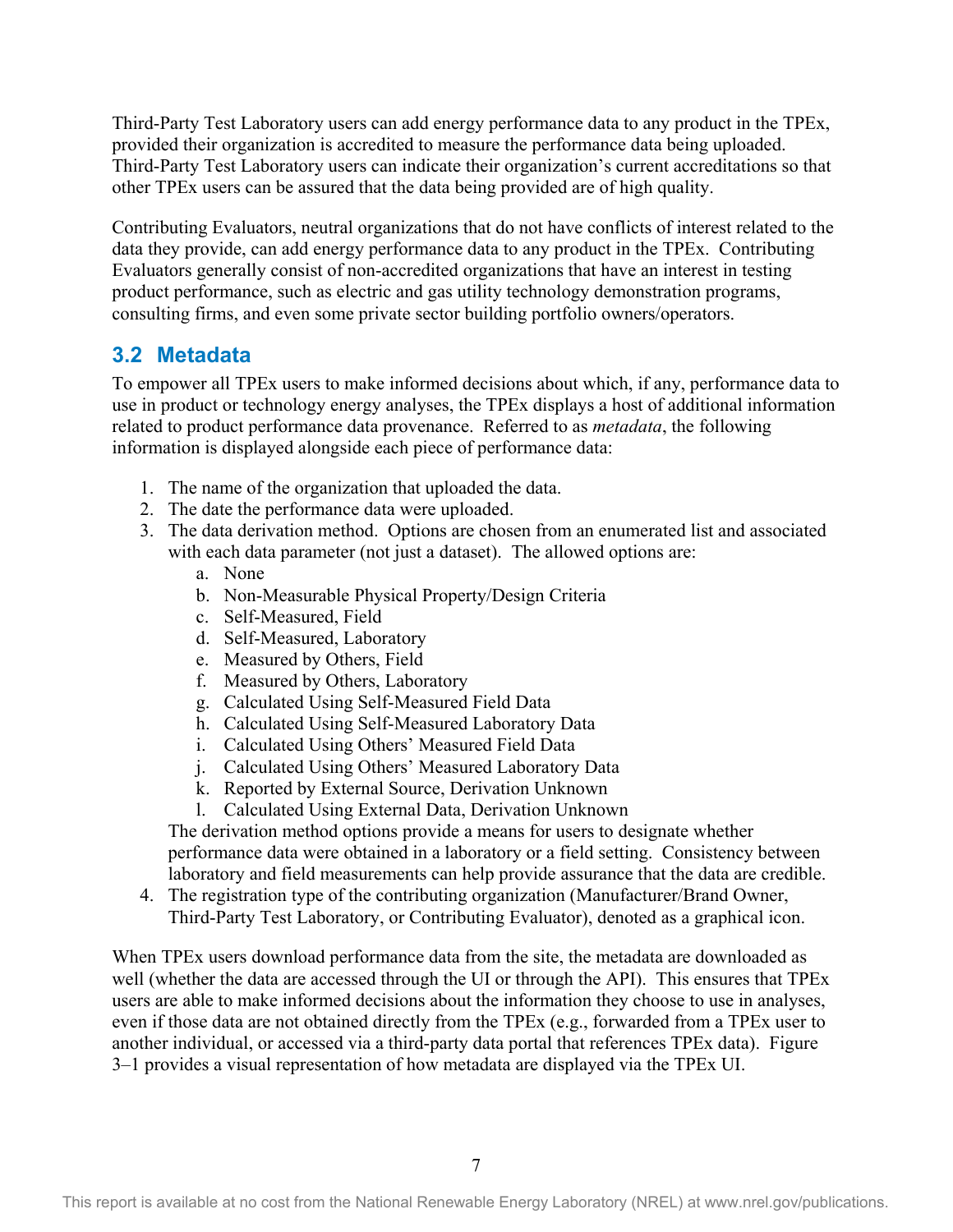Third-Party Test Laboratory users can add energy performance data to any product in the TPEx, provided their organization is accredited to measure the performance data being uploaded. Third-Party Test Laboratory users can indicate their organization's current accreditations so that other TPEx users can be assured that the data being provided are of high quality.

Contributing Evaluators, neutral organizations that do not have conflicts of interest related to the data they provide, can add energy performance data to any product in the TPEx. Contributing Evaluators generally consist of non-accredited organizations that have an interest in testing product performance, such as electric and gas utility technology demonstration programs, consulting firms, and even some private sector building portfolio owners/operators.

## 3.2 Metadata

To empower all TPEx users to make informed decisions about which, if any, performance data to use in product or technology energy analyses, the TPEx displays a host of additional information related to product performance data provenance. Referred to as *metadata*, the following information is displayed alongside each piece of performance data:

1. The name of the organization that uploaded the data.
2. The date the performance data were uploaded.
3. The data derivation method. Options are chosen from an enumerated list and associated with each data parameter (not just a dataset). The allowed options are:
   a. None
   b. Non-Measurable Physical Property/Design Criteria
   c. Self-Measured, Field
   d. Self-Measured, Laboratory
   e. Measured by Others, Field
   f. Measured by Others, Laboratory
   g. Calculated Using Self-Measured Field Data
   h. Calculated Using Self-Measured Laboratory Data
   i. Calculated Using Others' Measured Field Data
   j. Calculated Using Others' Measured Laboratory Data
   k. Reported by External Source, Derivation Unknown
   l. Calculated Using External Data, Derivation Unknown

   The derivation method options provide a means for users to designate whether performance data were obtained in a laboratory or a field setting. Consistency between laboratory and field measurements can help provide assurance that the data are credible.
4. The registration type of the contributing organization (Manufacturer/Brand Owner, Third-Party Test Laboratory, or Contributing Evaluator), denoted as a graphical icon.

When TPEx users download performance data from the site, the metadata are downloaded as well (whether the data are accessed through the UI or through the API). This ensures that TPEx users are able to make informed decisions about the information they choose to use in analyses, even if those data are not obtained directly from the TPEx (e.g., forwarded from a TPEx user to another individual, or accessed via a third-party data portal that references TPEx data). Figure 3–1 provides a visual representation of how metadata are displayed via the TPEx UI.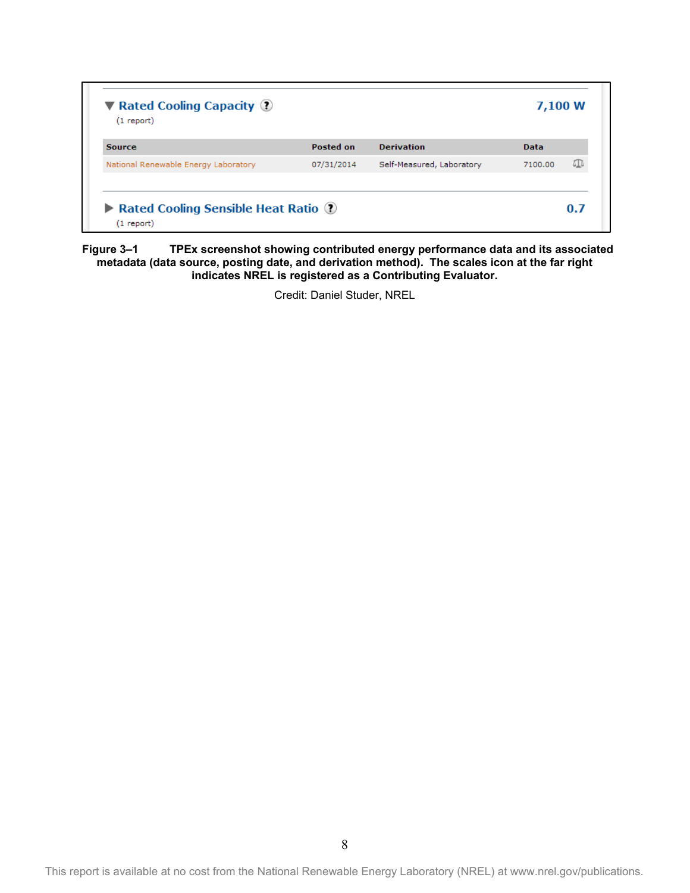▼ **Rated Cooling Capacity** ? **7,100 W**

(1 report)

| Source | Posted on | Derivation | Data |
|---|---|---|---|
| National Renewable Energy Laboratory | 07/31/2014 | Self-Measured, Laboratory | 7100.00 |

▶ **Rated Cooling Sensible Heat Ratio** ? **0.7**

(1 report)

**Figure 3–1 TPEx screenshot showing contributed energy performance data and its associated metadata (data source, posting date, and derivation method). The scales icon at the far right indicates NREL is registered as a Contributing Evaluator.**

Credit: Daniel Studer, NREL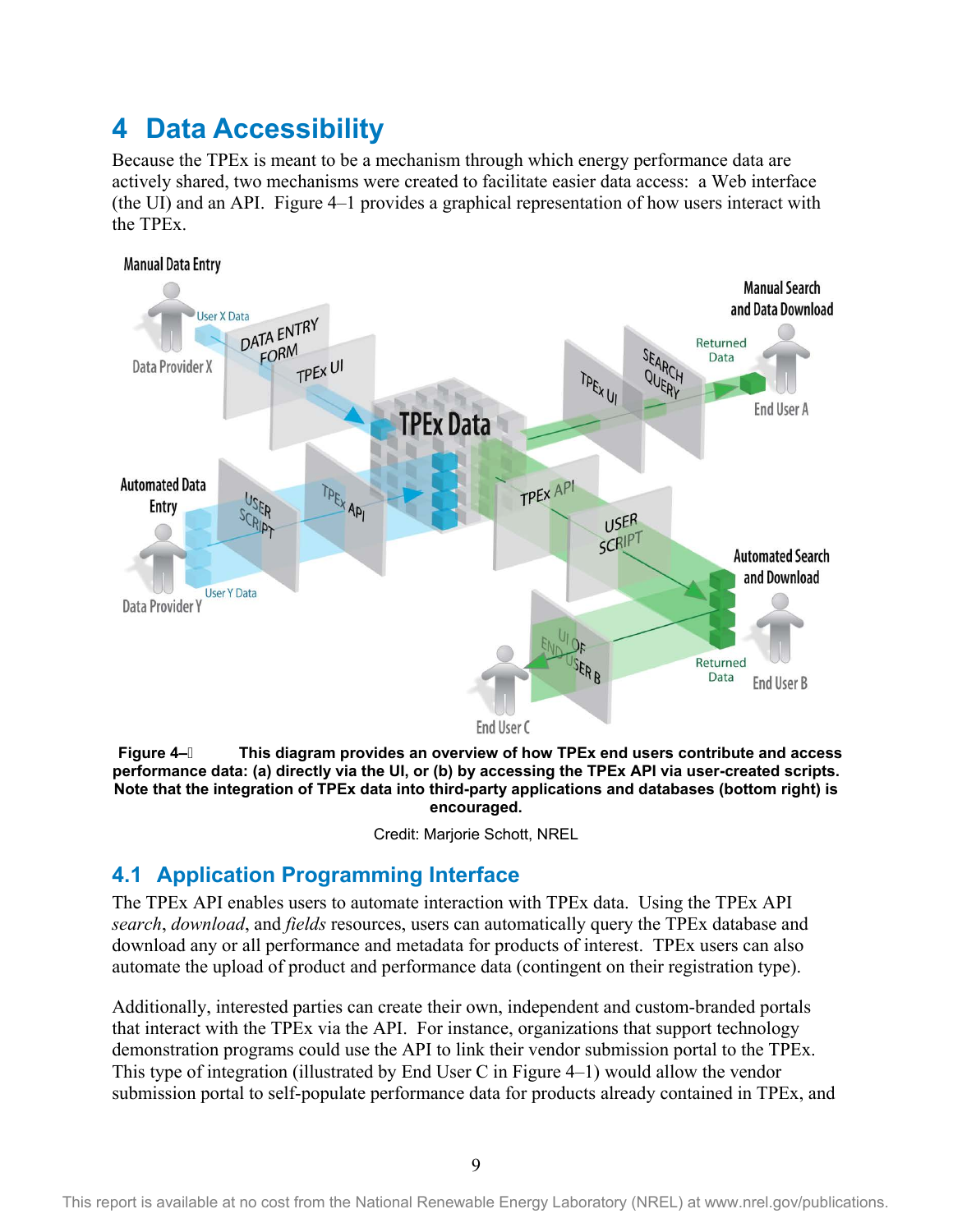# 4 Data Accessibility

Because the TPEx is meant to be a mechanism through which energy performance data are actively shared, two mechanisms were created to facilitate easier data access: a Web interface (the UI) and an API. Figure 4–1 provides a graphical representation of how users interact with the TPEx.

Manual Data Entry

User X Data

Data Provider X

DATA ENTRY FORM

TPEx UI

TPEx Data

Automated Data Entry

USER SCRIPT

TPEx API

Data Provider Y

User Y Data

Manual Search and Data Download

Returned Data

End User A

TPEx UI

SEARCH QUERY

TPEx API

USER SCRIPT

Automated Search and Download

Returned Data

End User B

UI OF END USER B

End User C

**Figure 4–1 This diagram provides an overview of how TPEx end users contribute and access performance data: (a) directly via the UI, or (b) by accessing the TPEx API via user-created scripts. Note that the integration of TPEx data into third-party applications and databases (bottom right) is encouraged.**

Credit: Marjorie Schott, NREL

## 4.1 Application Programming Interface

The TPEx API enables users to automate interaction with TPEx data. Using the TPEx API *search*, *download*, and *fields* resources, users can automatically query the TPEx database and download any or all performance and metadata for products of interest. TPEx users can also automate the upload of product and performance data (contingent on their registration type).

Additionally, interested parties can create their own, independent and custom-branded portals that interact with the TPEx via the API. For instance, organizations that support technology demonstration programs could use the API to link their vendor submission portal to the TPEx. This type of integration (illustrated by End User C in Figure 4–1) would allow the vendor submission portal to self-populate performance data for products already contained in TPEx, and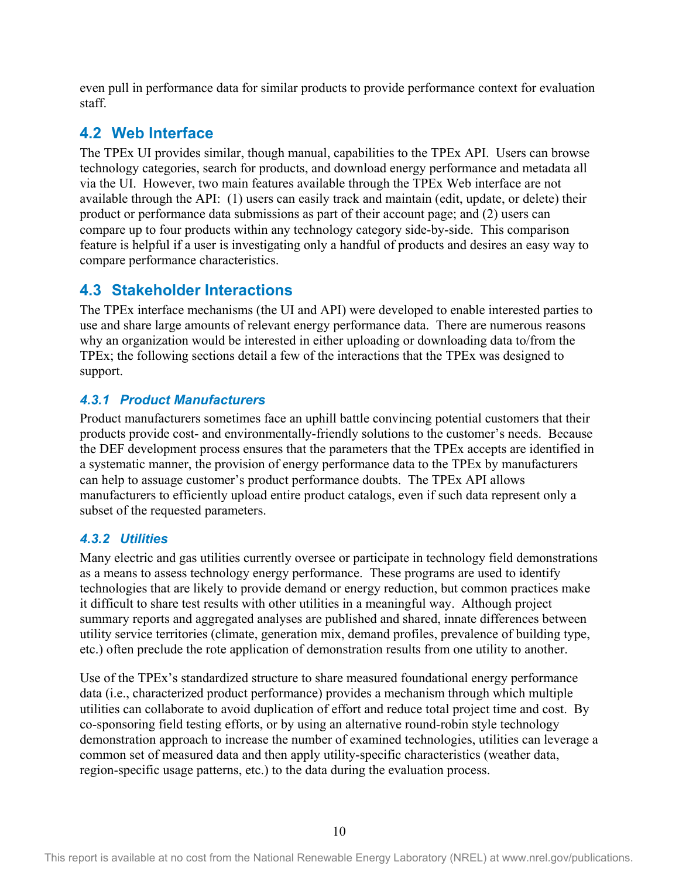even pull in performance data for similar products to provide performance context for evaluation staff.

## 4.2 Web Interface

The TPEx UI provides similar, though manual, capabilities to the TPEx API. Users can browse technology categories, search for products, and download energy performance and metadata all via the UI. However, two main features available through the TPEx Web interface are not available through the API: (1) users can easily track and maintain (edit, update, or delete) their product or performance data submissions as part of their account page; and (2) users can compare up to four products within any technology category side-by-side. This comparison feature is helpful if a user is investigating only a handful of products and desires an easy way to compare performance characteristics.

## 4.3 Stakeholder Interactions

The TPEx interface mechanisms (the UI and API) were developed to enable interested parties to use and share large amounts of relevant energy performance data. There are numerous reasons why an organization would be interested in either uploading or downloading data to/from the TPEx; the following sections detail a few of the interactions that the TPEx was designed to support.

### *4.3.1 Product Manufacturers*

Product manufacturers sometimes face an uphill battle convincing potential customers that their products provide cost- and environmentally-friendly solutions to the customer's needs. Because the DEF development process ensures that the parameters that the TPEx accepts are identified in a systematic manner, the provision of energy performance data to the TPEx by manufacturers can help to assuage customer's product performance doubts. The TPEx API allows manufacturers to efficiently upload entire product catalogs, even if such data represent only a subset of the requested parameters.

### *4.3.2 Utilities*

Many electric and gas utilities currently oversee or participate in technology field demonstrations as a means to assess technology energy performance. These programs are used to identify technologies that are likely to provide demand or energy reduction, but common practices make it difficult to share test results with other utilities in a meaningful way. Although project summary reports and aggregated analyses are published and shared, innate differences between utility service territories (climate, generation mix, demand profiles, prevalence of building type, etc.) often preclude the rote application of demonstration results from one utility to another.

Use of the TPEx's standardized structure to share measured foundational energy performance data (i.e., characterized product performance) provides a mechanism through which multiple utilities can collaborate to avoid duplication of effort and reduce total project time and cost. By co-sponsoring field testing efforts, or by using an alternative round-robin style technology demonstration approach to increase the number of examined technologies, utilities can leverage a common set of measured data and then apply utility-specific characteristics (weather data, region-specific usage patterns, etc.) to the data during the evaluation process.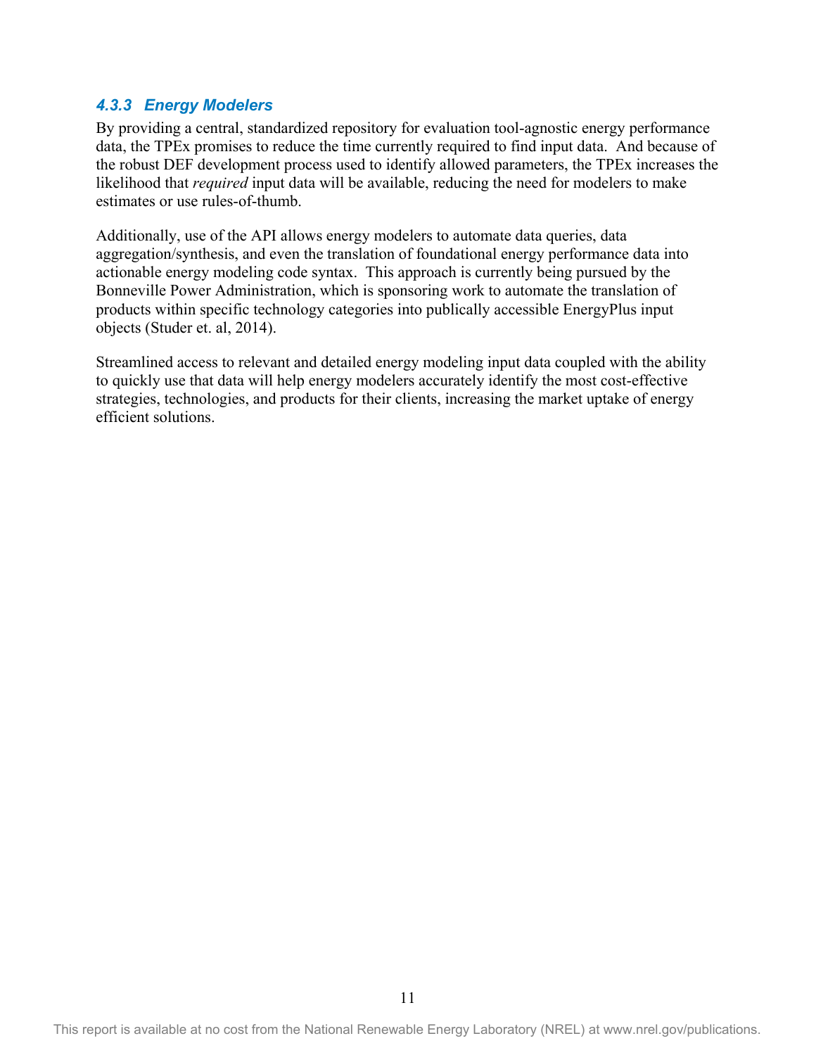### *4.3.3 Energy Modelers*

By providing a central, standardized repository for evaluation tool-agnostic energy performance data, the TPEx promises to reduce the time currently required to find input data. And because of the robust DEF development process used to identify allowed parameters, the TPEx increases the likelihood that *required* input data will be available, reducing the need for modelers to make estimates or use rules-of-thumb.

Additionally, use of the API allows energy modelers to automate data queries, data aggregation/synthesis, and even the translation of foundational energy performance data into actionable energy modeling code syntax. This approach is currently being pursued by the Bonneville Power Administration, which is sponsoring work to automate the translation of products within specific technology categories into publically accessible EnergyPlus input objects (Studer et. al, 2014).

Streamlined access to relevant and detailed energy modeling input data coupled with the ability to quickly use that data will help energy modelers accurately identify the most cost-effective strategies, technologies, and products for their clients, increasing the market uptake of energy efficient solutions.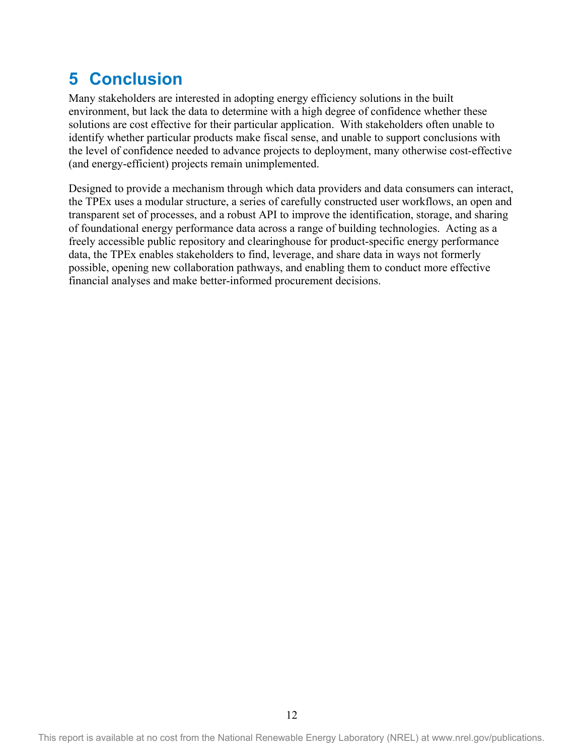# 5 Conclusion

Many stakeholders are interested in adopting energy efficiency solutions in the built environment, but lack the data to determine with a high degree of confidence whether these solutions are cost effective for their particular application. With stakeholders often unable to identify whether particular products make fiscal sense, and unable to support conclusions with the level of confidence needed to advance projects to deployment, many otherwise cost-effective (and energy-efficient) projects remain unimplemented.

Designed to provide a mechanism through which data providers and data consumers can interact, the TPEx uses a modular structure, a series of carefully constructed user workflows, an open and transparent set of processes, and a robust API to improve the identification, storage, and sharing of foundational energy performance data across a range of building technologies. Acting as a freely accessible public repository and clearinghouse for product-specific energy performance data, the TPEx enables stakeholders to find, leverage, and share data in ways not formerly possible, opening new collaboration pathways, and enabling them to conduct more effective financial analyses and make better-informed procurement decisions.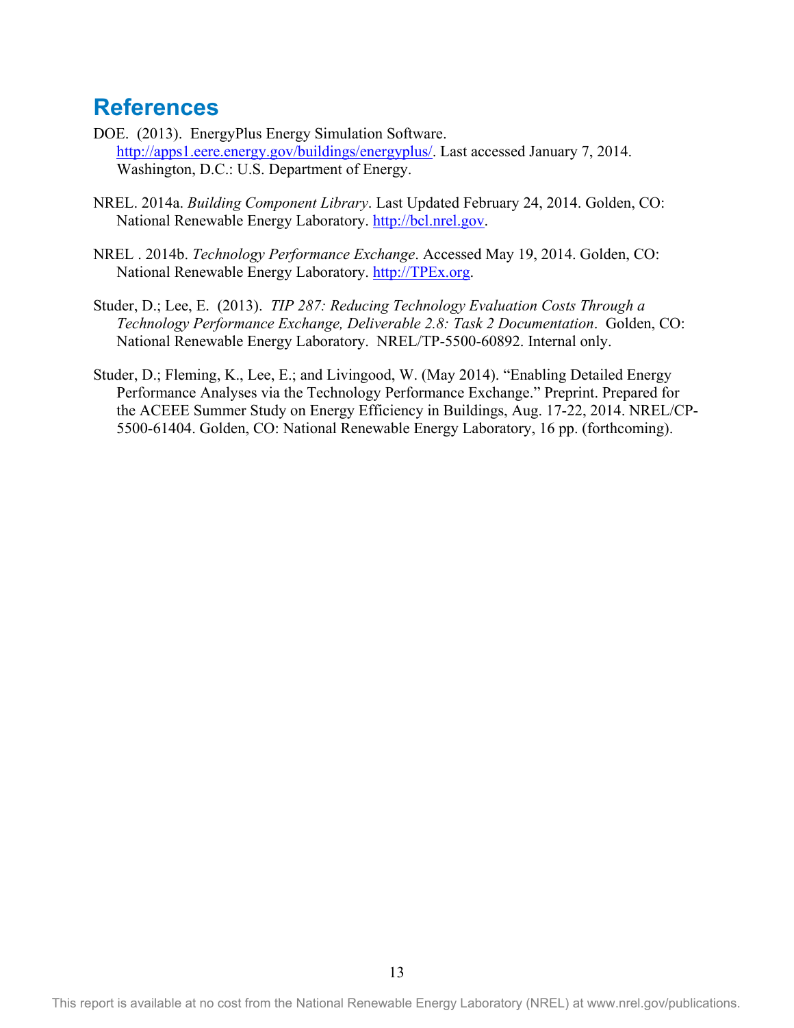# References

DOE. (2013). EnergyPlus Energy Simulation Software. http://apps1.eere.energy.gov/buildings/energyplus/. Last accessed January 7, 2014. Washington, D.C.: U.S. Department of Energy.

NREL. 2014a. *Building Component Library*. Last Updated February 24, 2014. Golden, CO: National Renewable Energy Laboratory. http://bcl.nrel.gov.

NREL . 2014b. *Technology Performance Exchange*. Accessed May 19, 2014. Golden, CO: National Renewable Energy Laboratory. http://TPEx.org.

Studer, D.; Lee, E. (2013). *TIP 287: Reducing Technology Evaluation Costs Through a Technology Performance Exchange, Deliverable 2.8: Task 2 Documentation*. Golden, CO: National Renewable Energy Laboratory. NREL/TP-5500-60892. Internal only.

Studer, D.; Fleming, K., Lee, E.; and Livingood, W. (May 2014). "Enabling Detailed Energy Performance Analyses via the Technology Performance Exchange." Preprint. Prepared for the ACEEE Summer Study on Energy Efficiency in Buildings, Aug. 17-22, 2014. NREL/CP-5500-61404. Golden, CO: National Renewable Energy Laboratory, 16 pp. (forthcoming).